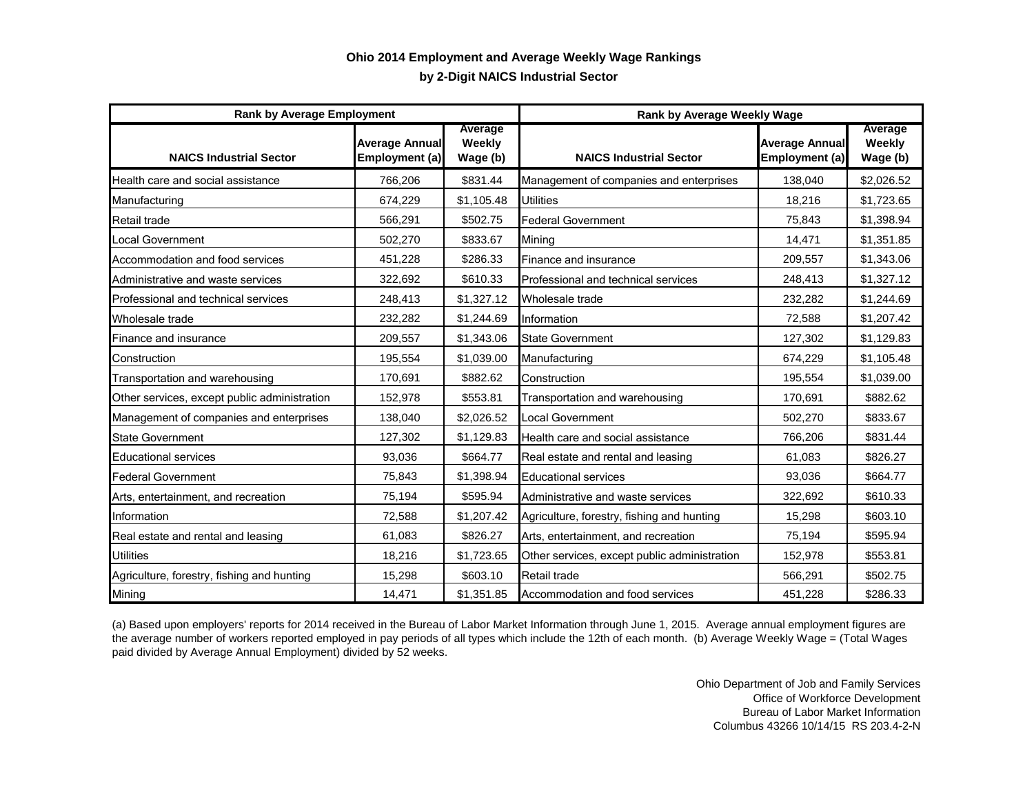**Ohio 2014 Employment and Average Weekly Wage Rankings**

**by 2-Digit NAICS Industrial Sector**

| Rank by Average Employment | | | Rank by Average Weekly Wage | | |
|---|---|---|---|---|---|
| **NAICS Industrial Sector** | **Average Annual Employment (a)** | **Average Weekly Wage (b)** | **NAICS Industrial Sector** | **Average Annual Employment (a)** | **Average Weekly Wage (b)** |
| Health care and social assistance | 766,206 | $831.44 | Management of companies and enterprises | 138,040 | $2,026.52 |
| Manufacturing | 674,229 | $1,105.48 | Utilities | 18,216 | $1,723.65 |
| Retail trade | 566,291 | $502.75 | Federal Government | 75,843 | $1,398.94 |
| Local Government | 502,270 | $833.67 | Mining | 14,471 | $1,351.85 |
| Accommodation and food services | 451,228 | $286.33 | Finance and insurance | 209,557 | $1,343.06 |
| Administrative and waste services | 322,692 | $610.33 | Professional and technical services | 248,413 | $1,327.12 |
| Professional and technical services | 248,413 | $1,327.12 | Wholesale trade | 232,282 | $1,244.69 |
| Wholesale trade | 232,282 | $1,244.69 | Information | 72,588 | $1,207.42 |
| Finance and insurance | 209,557 | $1,343.06 | State Government | 127,302 | $1,129.83 |
| Construction | 195,554 | $1,039.00 | Manufacturing | 674,229 | $1,105.48 |
| Transportation and warehousing | 170,691 | $882.62 | Construction | 195,554 | $1,039.00 |
| Other services, except public administration | 152,978 | $553.81 | Transportation and warehousing | 170,691 | $882.62 |
| Management of companies and enterprises | 138,040 | $2,026.52 | Local Government | 502,270 | $833.67 |
| State Government | 127,302 | $1,129.83 | Health care and social assistance | 766,206 | $831.44 |
| Educational services | 93,036 | $664.77 | Real estate and rental and leasing | 61,083 | $826.27 |
| Federal Government | 75,843 | $1,398.94 | Educational services | 93,036 | $664.77 |
| Arts, entertainment, and recreation | 75,194 | $595.94 | Administrative and waste services | 322,692 | $610.33 |
| Information | 72,588 | $1,207.42 | Agriculture, forestry, fishing and hunting | 15,298 | $603.10 |
| Real estate and rental and leasing | 61,083 | $826.27 | Arts, entertainment, and recreation | 75,194 | $595.94 |
| Utilities | 18,216 | $1,723.65 | Other services, except public administration | 152,978 | $553.81 |
| Agriculture, forestry, fishing and hunting | 15,298 | $603.10 | Retail trade | 566,291 | $502.75 |
| Mining | 14,471 | $1,351.85 | Accommodation and food services | 451,228 | $286.33 |

(a) Based upon employers' reports for 2014 received in the Bureau of Labor Market Information through June 1, 2015. Average annual employment figures are the average number of workers reported employed in pay periods of all types which include the 12th of each month. (b) Average Weekly Wage = (Total Wages paid divided by Average Annual Employment) divided by 52 weeks.

Ohio Department of Job and Family Services
Office of Workforce Development
Bureau of Labor Market Information
Columbus 43266 10/14/15 RS 203.4-2-N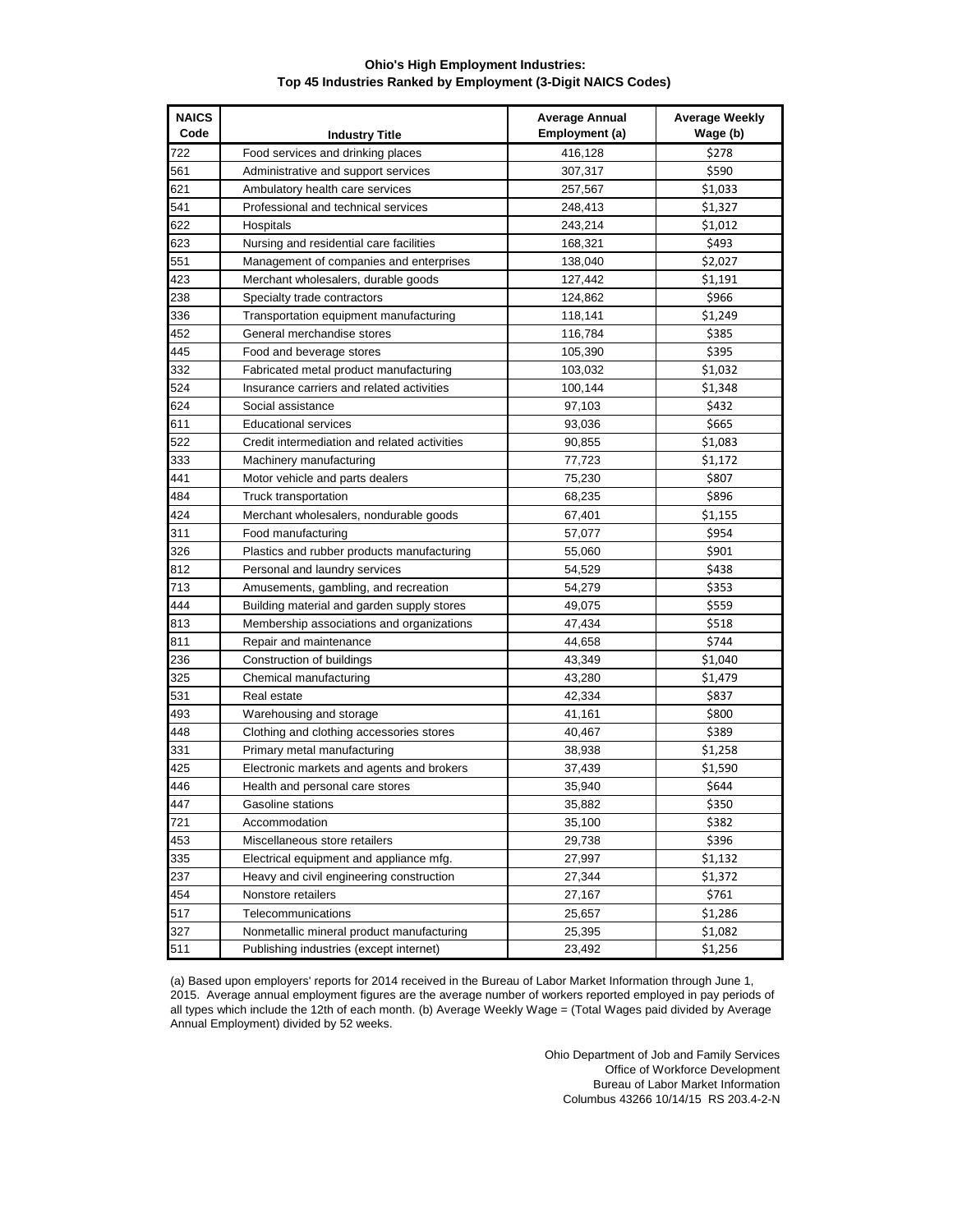**Ohio's High Employment Industries:**
**Top 45 Industries Ranked by Employment (3-Digit NAICS Codes)**

| NAICS Code | Industry Title | Average Annual Employment (a) | Average Weekly Wage (b) |
|---|---|---|---|
| 722 | Food services and drinking places | 416,128 | $278 |
| 561 | Administrative and support services | 307,317 | $590 |
| 621 | Ambulatory health care services | 257,567 | $1,033 |
| 541 | Professional and technical services | 248,413 | $1,327 |
| 622 | Hospitals | 243,214 | $1,012 |
| 623 | Nursing and residential care facilities | 168,321 | $493 |
| 551 | Management of companies and enterprises | 138,040 | $2,027 |
| 423 | Merchant wholesalers, durable goods | 127,442 | $1,191 |
| 238 | Specialty trade contractors | 124,862 | $966 |
| 336 | Transportation equipment manufacturing | 118,141 | $1,249 |
| 452 | General merchandise stores | 116,784 | $385 |
| 445 | Food and beverage stores | 105,390 | $395 |
| 332 | Fabricated metal product manufacturing | 103,032 | $1,032 |
| 524 | Insurance carriers and related activities | 100,144 | $1,348 |
| 624 | Social assistance | 97,103 | $432 |
| 611 | Educational services | 93,036 | $665 |
| 522 | Credit intermediation and related activities | 90,855 | $1,083 |
| 333 | Machinery manufacturing | 77,723 | $1,172 |
| 441 | Motor vehicle and parts dealers | 75,230 | $807 |
| 484 | Truck transportation | 68,235 | $896 |
| 424 | Merchant wholesalers, nondurable goods | 67,401 | $1,155 |
| 311 | Food manufacturing | 57,077 | $954 |
| 326 | Plastics and rubber products manufacturing | 55,060 | $901 |
| 812 | Personal and laundry services | 54,529 | $438 |
| 713 | Amusements, gambling, and recreation | 54,279 | $353 |
| 444 | Building material and garden supply stores | 49,075 | $559 |
| 813 | Membership associations and organizations | 47,434 | $518 |
| 811 | Repair and maintenance | 44,658 | $744 |
| 236 | Construction of buildings | 43,349 | $1,040 |
| 325 | Chemical manufacturing | 43,280 | $1,479 |
| 531 | Real estate | 42,334 | $837 |
| 493 | Warehousing and storage | 41,161 | $800 |
| 448 | Clothing and clothing accessories stores | 40,467 | $389 |
| 331 | Primary metal manufacturing | 38,938 | $1,258 |
| 425 | Electronic markets and agents and brokers | 37,439 | $1,590 |
| 446 | Health and personal care stores | 35,940 | $644 |
| 447 | Gasoline stations | 35,882 | $350 |
| 721 | Accommodation | 35,100 | $382 |
| 453 | Miscellaneous store retailers | 29,738 | $396 |
| 335 | Electrical equipment and appliance mfg. | 27,997 | $1,132 |
| 237 | Heavy and civil engineering construction | 27,344 | $1,372 |
| 454 | Nonstore retailers | 27,167 | $761 |
| 517 | Telecommunications | 25,657 | $1,286 |
| 327 | Nonmetallic mineral product manufacturing | 25,395 | $1,082 |
| 511 | Publishing industries (except internet) | 23,492 | $1,256 |

(a) Based upon employers' reports for 2014 received in the Bureau of Labor Market Information through June 1, 2015. Average annual employment figures are the average number of workers reported employed in pay periods of all types which include the 12th of each month. (b) Average Weekly Wage = (Total Wages paid divided by Average Annual Employment) divided by 52 weeks.

Ohio Department of Job and Family Services
Office of Workforce Development
Bureau of Labor Market Information
Columbus 43266 10/14/15 RS 203.4-2-N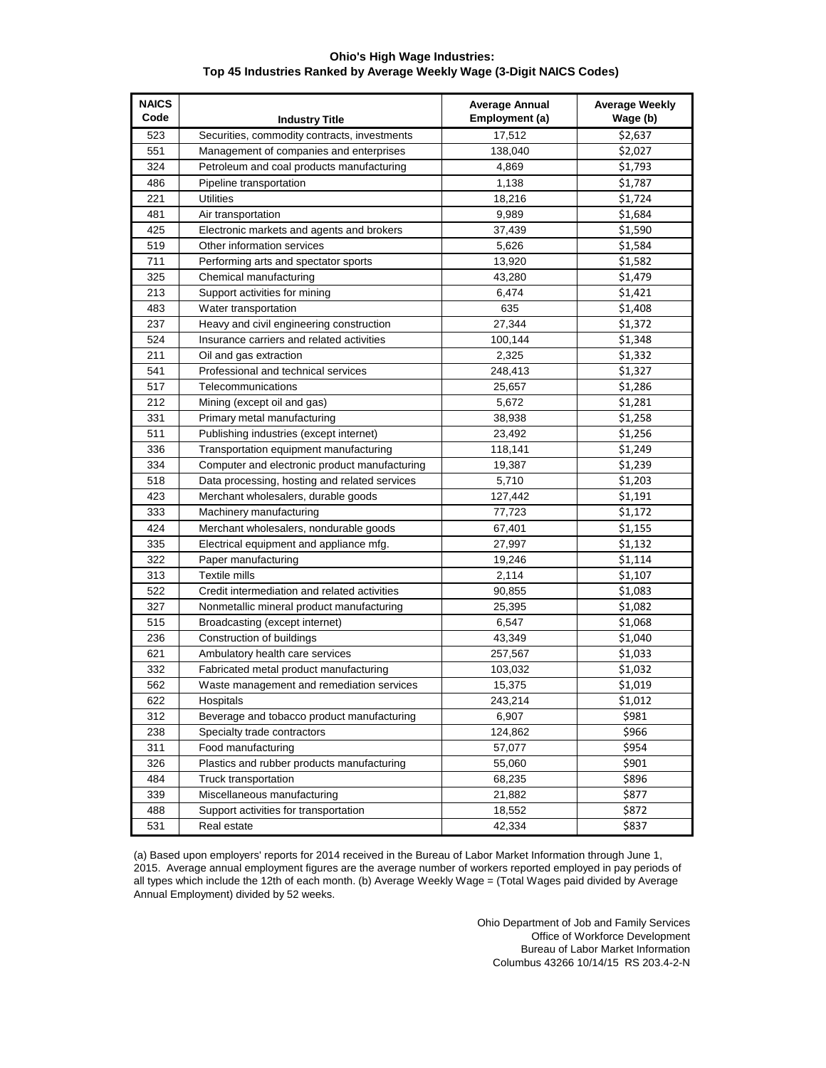**Ohio's High Wage Industries:**
**Top 45 Industries Ranked by Average Weekly Wage (3-Digit NAICS Codes)**

| NAICS Code | Industry Title | Average Annual Employment (a) | Average Weekly Wage (b) |
|---|---|---|---|
| 523 | Securities, commodity contracts, investments | 17,512 | $2,637 |
| 551 | Management of companies and enterprises | 138,040 | $2,027 |
| 324 | Petroleum and coal products manufacturing | 4,869 | $1,793 |
| 486 | Pipeline transportation | 1,138 | $1,787 |
| 221 | Utilities | 18,216 | $1,724 |
| 481 | Air transportation | 9,989 | $1,684 |
| 425 | Electronic markets and agents and brokers | 37,439 | $1,590 |
| 519 | Other information services | 5,626 | $1,584 |
| 711 | Performing arts and spectator sports | 13,920 | $1,582 |
| 325 | Chemical manufacturing | 43,280 | $1,479 |
| 213 | Support activities for mining | 6,474 | $1,421 |
| 483 | Water transportation | 635 | $1,408 |
| 237 | Heavy and civil engineering construction | 27,344 | $1,372 |
| 524 | Insurance carriers and related activities | 100,144 | $1,348 |
| 211 | Oil and gas extraction | 2,325 | $1,332 |
| 541 | Professional and technical services | 248,413 | $1,327 |
| 517 | Telecommunications | 25,657 | $1,286 |
| 212 | Mining (except oil and gas) | 5,672 | $1,281 |
| 331 | Primary metal manufacturing | 38,938 | $1,258 |
| 511 | Publishing industries (except internet) | 23,492 | $1,256 |
| 336 | Transportation equipment manufacturing | 118,141 | $1,249 |
| 334 | Computer and electronic product manufacturing | 19,387 | $1,239 |
| 518 | Data processing, hosting and related services | 5,710 | $1,203 |
| 423 | Merchant wholesalers, durable goods | 127,442 | $1,191 |
| 333 | Machinery manufacturing | 77,723 | $1,172 |
| 424 | Merchant wholesalers, nondurable goods | 67,401 | $1,155 |
| 335 | Electrical equipment and appliance mfg. | 27,997 | $1,132 |
| 322 | Paper manufacturing | 19,246 | $1,114 |
| 313 | Textile mills | 2,114 | $1,107 |
| 522 | Credit intermediation and related activities | 90,855 | $1,083 |
| 327 | Nonmetallic mineral product manufacturing | 25,395 | $1,082 |
| 515 | Broadcasting (except internet) | 6,547 | $1,068 |
| 236 | Construction of buildings | 43,349 | $1,040 |
| 621 | Ambulatory health care services | 257,567 | $1,033 |
| 332 | Fabricated metal product manufacturing | 103,032 | $1,032 |
| 562 | Waste management and remediation services | 15,375 | $1,019 |
| 622 | Hospitals | 243,214 | $1,012 |
| 312 | Beverage and tobacco product manufacturing | 6,907 | $981 |
| 238 | Specialty trade contractors | 124,862 | $966 |
| 311 | Food manufacturing | 57,077 | $954 |
| 326 | Plastics and rubber products manufacturing | 55,060 | $901 |
| 484 | Truck transportation | 68,235 | $896 |
| 339 | Miscellaneous manufacturing | 21,882 | $877 |
| 488 | Support activities for transportation | 18,552 | $872 |
| 531 | Real estate | 42,334 | $837 |

(a) Based upon employers' reports for 2014 received in the Bureau of Labor Market Information through June 1, 2015. Average annual employment figures are the average number of workers reported employed in pay periods of all types which include the 12th of each month. (b) Average Weekly Wage = (Total Wages paid divided by Average Annual Employment) divided by 52 weeks.

Ohio Department of Job and Family Services
Office of Workforce Development
Bureau of Labor Market Information
Columbus 43266 10/14/15 RS 203.4-2-N